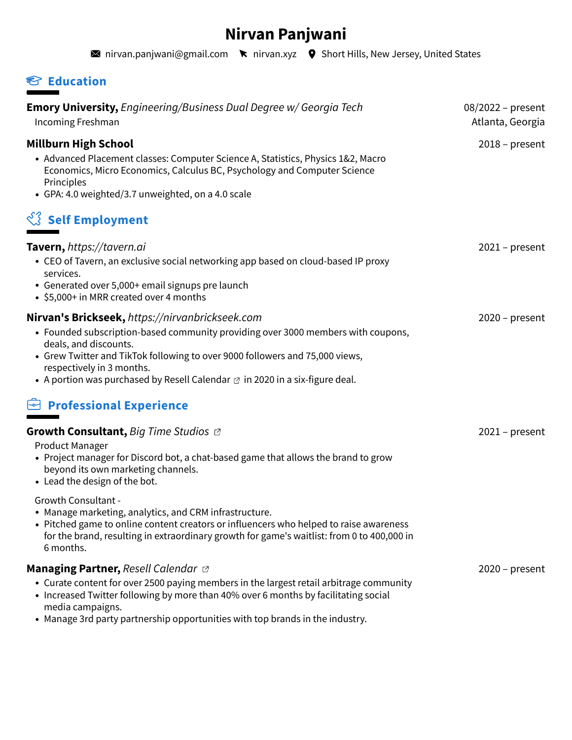# Nirvan Panjwani

nirvan.panjwani@gmail.com | nirvan.xyz | Short Hills, New Jersey, United States

## Education

**Emory University,** *Engineering/Business Dual Degree w/ Georgia Tech* — 08/2022 – present
Incoming Freshman — Atlanta, Georgia

**Millburn High School** — 2018 – present

- Advanced Placement classes: Computer Science A, Statistics, Physics 1&2, Macro Economics, Micro Economics, Calculus BC, Psychology and Computer Science Principles
- GPA: 4.0 weighted/3.7 unweighted, on a 4.0 scale

## Self Employment

**Tavern,** *https://tavern.ai* — 2021 – present

- CEO of Tavern, an exclusive social networking app based on cloud-based IP proxy services.
- Generated over 5,000+ email signups pre launch
- $5,000+ in MRR created over 4 months

**Nirvan's Brickseek,** *https://nirvanbrickseek.com* — 2020 – present

- Founded subscription-based community providing over 3000 members with coupons, deals, and discounts.
- Grew Twitter and TikTok following to over 9000 followers and 75,000 views, respectively in 3 months.
- A portion was purchased by Resell Calendar in 2020 in a six-figure deal.

## Professional Experience

**Growth Consultant,** *Big Time Studios* — 2021 – present

Product Manager

- Project manager for Discord bot, a chat-based game that allows the brand to grow beyond its own marketing channels.
- Lead the design of the bot.

Growth Consultant -

- Manage marketing, analytics, and CRM infrastructure.
- Pitched game to online content creators or influencers who helped to raise awareness for the brand, resulting in extraordinary growth for game's waitlist: from 0 to 400,000 in 6 months.

**Managing Partner,** *Resell Calendar* — 2020 – present

- Curate content for over 2500 paying members in the largest retail arbitrage community
- Increased Twitter following by more than 40% over 6 months by facilitating social media campaigns.
- Manage 3rd party partnership opportunities with top brands in the industry.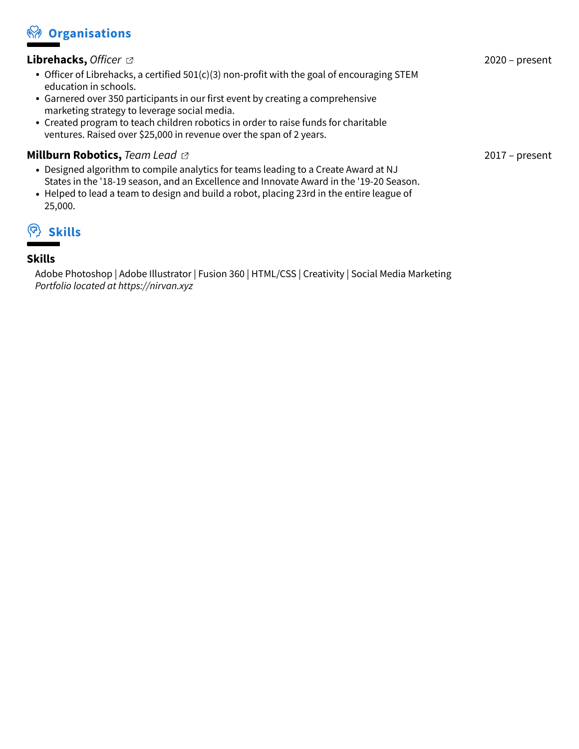## Organisations

**Librehacks,** *Officer* — 2020 – present

- Officer of Librehacks, a certified 501(c)(3) non-profit with the goal of encouraging STEM education in schools.
- Garnered over 350 participants in our first event by creating a comprehensive marketing strategy to leverage social media.
- Created program to teach children robotics in order to raise funds for charitable ventures. Raised over $25,000 in revenue over the span of 2 years.

**Millburn Robotics,** *Team Lead* — 2017 – present

- Designed algorithm to compile analytics for teams leading to a Create Award at NJ States in the '18-19 season, and an Excellence and Innovate Award in the '19-20 Season.
- Helped to lead a team to design and build a robot, placing 23rd in the entire league of 25,000.

## Skills

**Skills**

Adobe Photoshop | Adobe Illustrator | Fusion 360 | HTML/CSS | Creativity | Social Media Marketing
*Portfolio located at https://nirvan.xyz*